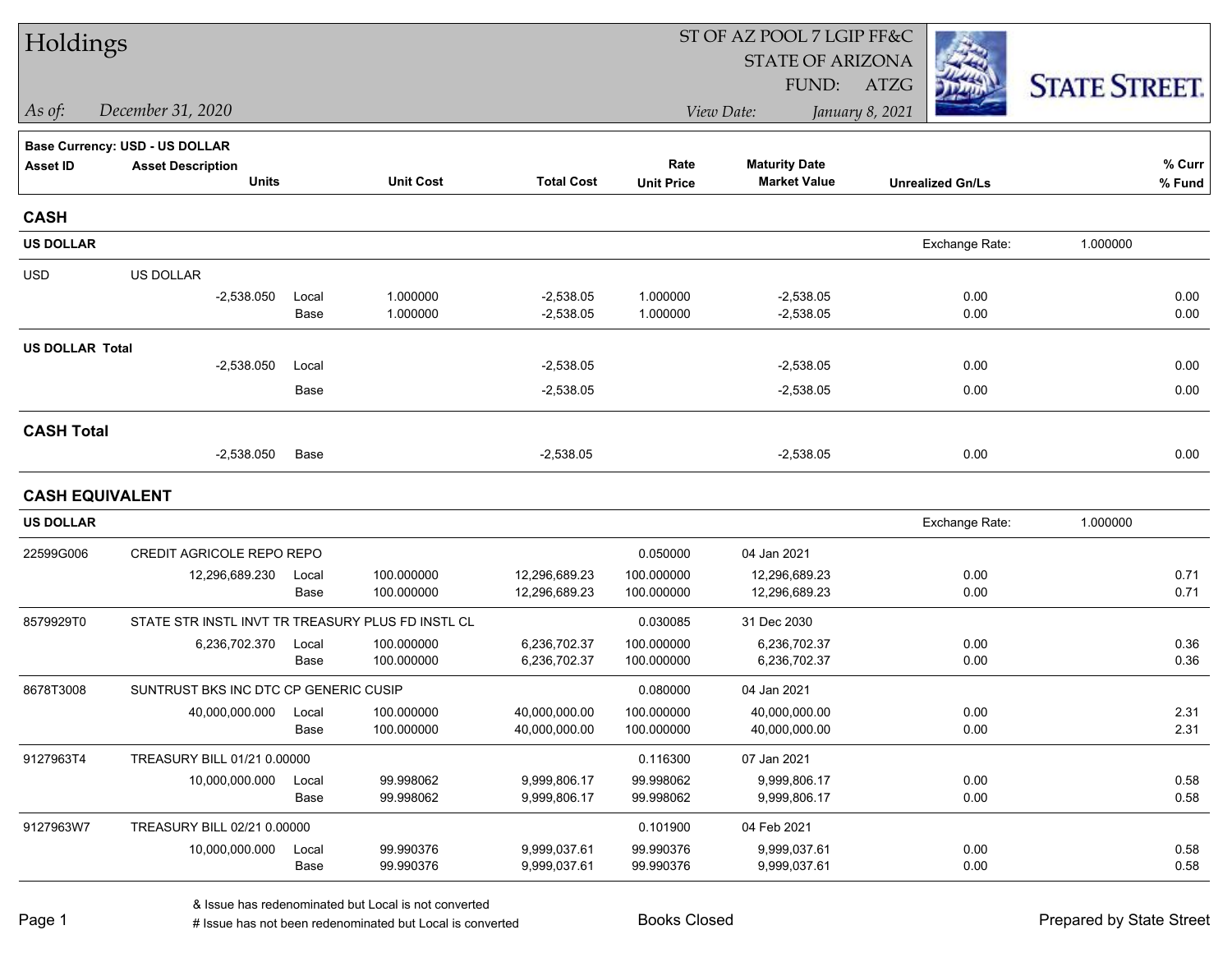# Holdings

*As of:* *December 31, 2020*

ST OF AZ POOL 7 LGIP FF&C
STATE OF ARIZONA
FUND: ATZG

*View Date:* *January 8, 2021*

STATE STREET

**Base Currency: USD - US DOLLAR**

| Asset ID | Asset Description / Units | | Unit Cost | Total Cost | Rate / Unit Price | Maturity Date / Market Value | Unrealized Gn/Ls | % Curr / % Fund |
|---|---|---|---|---|---|---|---|---|
| **CASH** | | | | | | | | |
| **US DOLLAR** | | | | | | | Exchange Rate: 1.000000 | |
| USD | US DOLLAR | | | | | | | |
| | -2,538.050 | Local | 1.000000 | -2,538.05 | 1.000000 | -2,538.05 | 0.00 | 0.00 |
| | | Base | 1.000000 | -2,538.05 | 1.000000 | -2,538.05 | 0.00 | 0.00 |
| **US DOLLAR Total** | | | | | | | | |
| | -2,538.050 | Local | | -2,538.05 | | -2,538.05 | 0.00 | 0.00 |
| | | Base | | -2,538.05 | | -2,538.05 | 0.00 | 0.00 |
| **CASH Total** | | | | | | | | |
| | -2,538.050 | Base | | -2,538.05 | | -2,538.05 | 0.00 | 0.00 |
| **CASH EQUIVALENT** | | | | | | | | |
| **US DOLLAR** | | | | | | | Exchange Rate: 1.000000 | |
| 22599G006 | CREDIT AGRICOLE REPO REPO | | | | 0.050000 | 04 Jan 2021 | | |
| | 12,296,689.230 | Local | 100.000000 | 12,296,689.23 | 100.000000 | 12,296,689.23 | 0.00 | 0.71 |
| | | Base | 100.000000 | 12,296,689.23 | 100.000000 | 12,296,689.23 | 0.00 | 0.71 |
| 8579929T0 | STATE STR INSTL INVT TR TREASURY PLUS FD INSTL CL | | | | 0.030085 | 31 Dec 2030 | | |
| | 6,236,702.370 | Local | 100.000000 | 6,236,702.37 | 100.000000 | 6,236,702.37 | 0.00 | 0.36 |
| | | Base | 100.000000 | 6,236,702.37 | 100.000000 | 6,236,702.37 | 0.00 | 0.36 |
| 8678T3008 | SUNTRUST BKS INC DTC CP GENERIC CUSIP | | | | 0.080000 | 04 Jan 2021 | | |
| | 40,000,000.000 | Local | 100.000000 | 40,000,000.00 | 100.000000 | 40,000,000.00 | 0.00 | 2.31 |
| | | Base | 100.000000 | 40,000,000.00 | 100.000000 | 40,000,000.00 | 0.00 | 2.31 |
| 9127963T4 | TREASURY BILL 01/21 0.00000 | | | | 0.116300 | 07 Jan 2021 | | |
| | 10,000,000.000 | Local | 99.998062 | 9,999,806.17 | 99.998062 | 9,999,806.17 | 0.00 | 0.58 |
| | | Base | 99.998062 | 9,999,806.17 | 99.998062 | 9,999,806.17 | 0.00 | 0.58 |
| 9127963W7 | TREASURY BILL 02/21 0.00000 | | | | 0.101900 | 04 Feb 2021 | | |
| | 10,000,000.000 | Local | 99.990376 | 9,999,037.61 | 99.990376 | 9,999,037.61 | 0.00 | 0.58 |
| | | Base | 99.990376 | 9,999,037.61 | 99.990376 | 9,999,037.61 | 0.00 | 0.58 |

& Issue has redenominated but Local is not converted
# Issue has not been redenominated but Local is converted

Books Closed

Prepared by State Street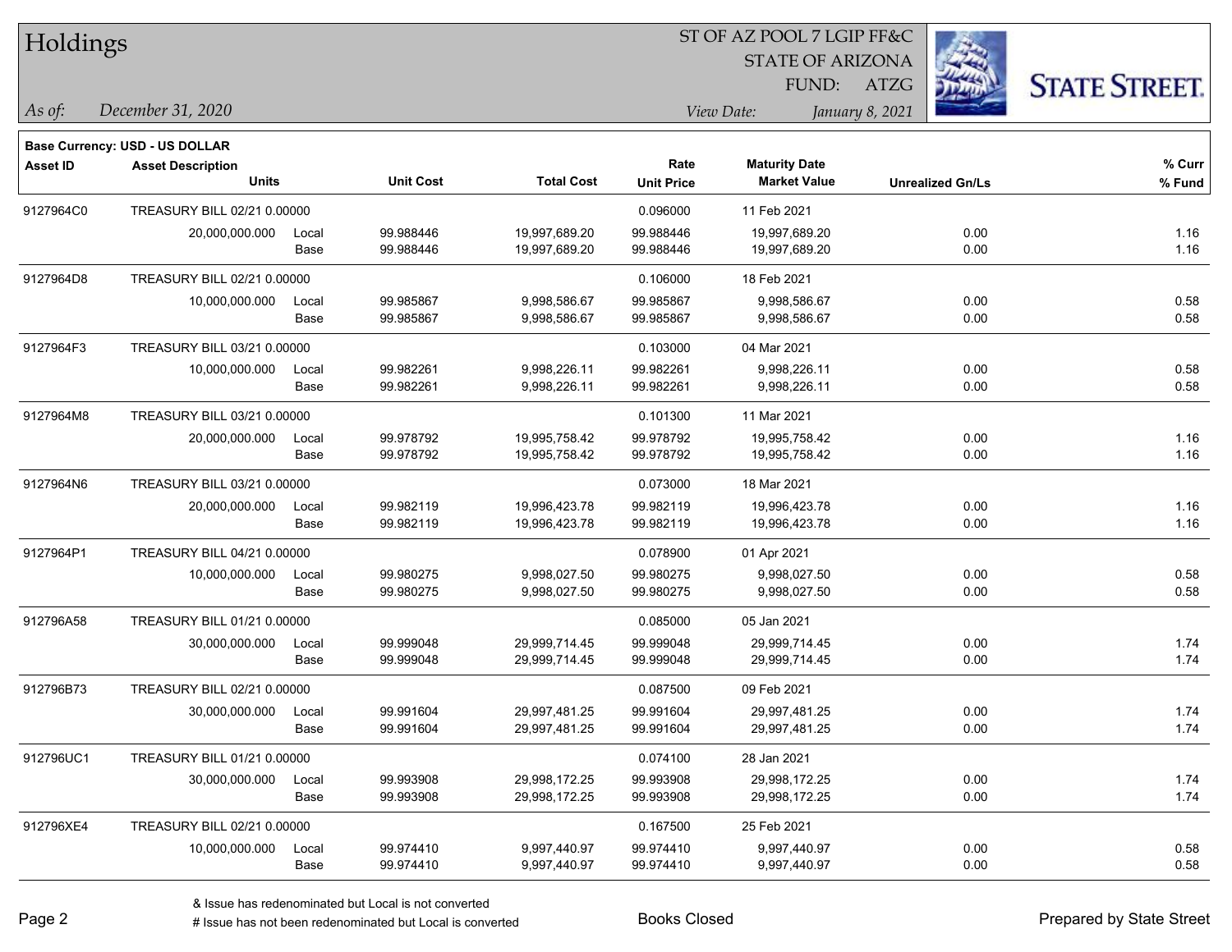# Holdings

ST OF AZ POOL 7 LGIP FF&C
STATE OF ARIZONA
FUND: ATZG

*As of:* *December 31, 2020*

*View Date:* *January 8, 2021*

**Base Currency: USD - US DOLLAR**

| Asset ID | Asset Description / Units | | Unit Cost | Total Cost | Rate / Unit Price | Maturity Date / Market Value | Unrealized Gn/Ls | % Curr / % Fund |
|---|---|---|---|---|---|---|---|---|
| 9127964C0 | TREASURY BILL 02/21 0.00000 | | | | 0.096000 | 11 Feb 2021 | | |
| | 20,000,000.000 | Local | 99.988446 | 19,997,689.20 | 99.988446 | 19,997,689.20 | 0.00 | 1.16 |
| | | Base | 99.988446 | 19,997,689.20 | 99.988446 | 19,997,689.20 | 0.00 | 1.16 |
| 9127964D8 | TREASURY BILL 02/21 0.00000 | | | | 0.106000 | 18 Feb 2021 | | |
| | 10,000,000.000 | Local | 99.985867 | 9,998,586.67 | 99.985867 | 9,998,586.67 | 0.00 | 0.58 |
| | | Base | 99.985867 | 9,998,586.67 | 99.985867 | 9,998,586.67 | 0.00 | 0.58 |
| 9127964F3 | TREASURY BILL 03/21 0.00000 | | | | 0.103000 | 04 Mar 2021 | | |
| | 10,000,000.000 | Local | 99.982261 | 9,998,226.11 | 99.982261 | 9,998,226.11 | 0.00 | 0.58 |
| | | Base | 99.982261 | 9,998,226.11 | 99.982261 | 9,998,226.11 | 0.00 | 0.58 |
| 9127964M8 | TREASURY BILL 03/21 0.00000 | | | | 0.101300 | 11 Mar 2021 | | |
| | 20,000,000.000 | Local | 99.978792 | 19,995,758.42 | 99.978792 | 19,995,758.42 | 0.00 | 1.16 |
| | | Base | 99.978792 | 19,995,758.42 | 99.978792 | 19,995,758.42 | 0.00 | 1.16 |
| 9127964N6 | TREASURY BILL 03/21 0.00000 | | | | 0.073000 | 18 Mar 2021 | | |
| | 20,000,000.000 | Local | 99.982119 | 19,996,423.78 | 99.982119 | 19,996,423.78 | 0.00 | 1.16 |
| | | Base | 99.982119 | 19,996,423.78 | 99.982119 | 19,996,423.78 | 0.00 | 1.16 |
| 9127964P1 | TREASURY BILL 04/21 0.00000 | | | | 0.078900 | 01 Apr 2021 | | |
| | 10,000,000.000 | Local | 99.980275 | 9,998,027.50 | 99.980275 | 9,998,027.50 | 0.00 | 0.58 |
| | | Base | 99.980275 | 9,998,027.50 | 99.980275 | 9,998,027.50 | 0.00 | 0.58 |
| 912796A58 | TREASURY BILL 01/21 0.00000 | | | | 0.085000 | 05 Jan 2021 | | |
| | 30,000,000.000 | Local | 99.999048 | 29,999,714.45 | 99.999048 | 29,999,714.45 | 0.00 | 1.74 |
| | | Base | 99.999048 | 29,999,714.45 | 99.999048 | 29,999,714.45 | 0.00 | 1.74 |
| 912796B73 | TREASURY BILL 02/21 0.00000 | | | | 0.087500 | 09 Feb 2021 | | |
| | 30,000,000.000 | Local | 99.991604 | 29,997,481.25 | 99.991604 | 29,997,481.25 | 0.00 | 1.74 |
| | | Base | 99.991604 | 29,997,481.25 | 99.991604 | 29,997,481.25 | 0.00 | 1.74 |
| 912796UC1 | TREASURY BILL 01/21 0.00000 | | | | 0.074100 | 28 Jan 2021 | | |
| | 30,000,000.000 | Local | 99.993908 | 29,998,172.25 | 99.993908 | 29,998,172.25 | 0.00 | 1.74 |
| | | Base | 99.993908 | 29,998,172.25 | 99.993908 | 29,998,172.25 | 0.00 | 1.74 |
| 912796XE4 | TREASURY BILL 02/21 0.00000 | | | | 0.167500 | 25 Feb 2021 | | |
| | 10,000,000.000 | Local | 99.974410 | 9,997,440.97 | 99.974410 | 9,997,440.97 | 0.00 | 0.58 |
| | | Base | 99.974410 | 9,997,440.97 | 99.974410 | 9,997,440.97 | 0.00 | 0.58 |

& Issue has redenominated but Local is not converted
# Issue has not been redenominated but Local is converted

Books Closed

Prepared by State Street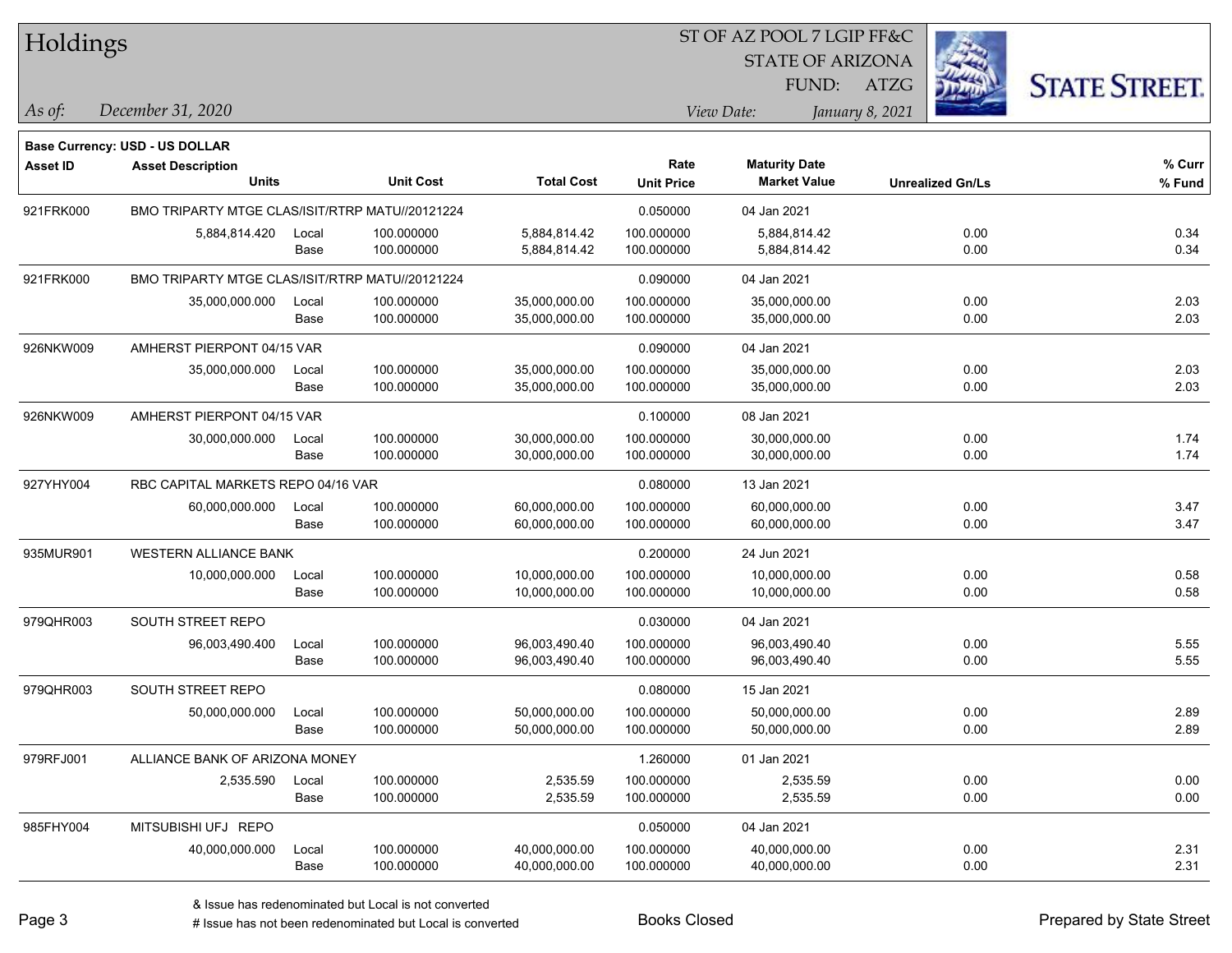# Holdings

ST OF AZ POOL 7 LGIP FF&C
STATE OF ARIZONA
FUND: ATZG

*As of:* *December 31, 2020*

*View Date:* *January 8, 2021*

**Base Currency: USD - US DOLLAR**

| Asset ID | Asset Description / Units | | Unit Cost | Total Cost | Rate / Unit Price | Maturity Date / Market Value | Unrealized Gn/Ls | % Curr / % Fund |
|---|---|---|---|---|---|---|---|---|
| 921FRK000 | BMO TRIPARTY MTGE CLAS/ISIT/RTRP MATU//20121224 | | | | 0.050000 | 04 Jan 2021 | | |
| | 5,884,814.420 | Local | 100.000000 | 5,884,814.42 | 100.000000 | 5,884,814.42 | 0.00 | 0.34 |
| | | Base | 100.000000 | 5,884,814.42 | 100.000000 | 5,884,814.42 | 0.00 | 0.34 |
| 921FRK000 | BMO TRIPARTY MTGE CLAS/ISIT/RTRP MATU//20121224 | | | | 0.090000 | 04 Jan 2021 | | |
| | 35,000,000.000 | Local | 100.000000 | 35,000,000.00 | 100.000000 | 35,000,000.00 | 0.00 | 2.03 |
| | | Base | 100.000000 | 35,000,000.00 | 100.000000 | 35,000,000.00 | 0.00 | 2.03 |
| 926NKW009 | AMHERST PIERPONT 04/15 VAR | | | | 0.090000 | 04 Jan 2021 | | |
| | 35,000,000.000 | Local | 100.000000 | 35,000,000.00 | 100.000000 | 35,000,000.00 | 0.00 | 2.03 |
| | | Base | 100.000000 | 35,000,000.00 | 100.000000 | 35,000,000.00 | 0.00 | 2.03 |
| 926NKW009 | AMHERST PIERPONT 04/15 VAR | | | | 0.100000 | 08 Jan 2021 | | |
| | 30,000,000.000 | Local | 100.000000 | 30,000,000.00 | 100.000000 | 30,000,000.00 | 0.00 | 1.74 |
| | | Base | 100.000000 | 30,000,000.00 | 100.000000 | 30,000,000.00 | 0.00 | 1.74 |
| 927YHY004 | RBC CAPITAL MARKETS REPO 04/16 VAR | | | | 0.080000 | 13 Jan 2021 | | |
| | 60,000,000.000 | Local | 100.000000 | 60,000,000.00 | 100.000000 | 60,000,000.00 | 0.00 | 3.47 |
| | | Base | 100.000000 | 60,000,000.00 | 100.000000 | 60,000,000.00 | 0.00 | 3.47 |
| 935MUR901 | WESTERN ALLIANCE BANK | | | | 0.200000 | 24 Jun 2021 | | |
| | 10,000,000.000 | Local | 100.000000 | 10,000,000.00 | 100.000000 | 10,000,000.00 | 0.00 | 0.58 |
| | | Base | 100.000000 | 10,000,000.00 | 100.000000 | 10,000,000.00 | 0.00 | 0.58 |
| 979QHR003 | SOUTH STREET REPO | | | | 0.030000 | 04 Jan 2021 | | |
| | 96,003,490.400 | Local | 100.000000 | 96,003,490.40 | 100.000000 | 96,003,490.40 | 0.00 | 5.55 |
| | | Base | 100.000000 | 96,003,490.40 | 100.000000 | 96,003,490.40 | 0.00 | 5.55 |
| 979QHR003 | SOUTH STREET REPO | | | | 0.080000 | 15 Jan 2021 | | |
| | 50,000,000.000 | Local | 100.000000 | 50,000,000.00 | 100.000000 | 50,000,000.00 | 0.00 | 2.89 |
| | | Base | 100.000000 | 50,000,000.00 | 100.000000 | 50,000,000.00 | 0.00 | 2.89 |
| 979RFJ001 | ALLIANCE BANK OF ARIZONA MONEY | | | | 1.260000 | 01 Jan 2021 | | |
| | 2,535.590 | Local | 100.000000 | 2,535.59 | 100.000000 | 2,535.59 | 0.00 | 0.00 |
| | | Base | 100.000000 | 2,535.59 | 100.000000 | 2,535.59 | 0.00 | 0.00 |
| 985FHY004 | MITSUBISHI UFJ REPO | | | | 0.050000 | 04 Jan 2021 | | |
| | 40,000,000.000 | Local | 100.000000 | 40,000,000.00 | 100.000000 | 40,000,000.00 | 0.00 | 2.31 |
| | | Base | 100.000000 | 40,000,000.00 | 100.000000 | 40,000,000.00 | 0.00 | 2.31 |

& Issue has redenominated but Local is not converted
# Issue has not been redenominated but Local is converted

Books Closed

Prepared by State Street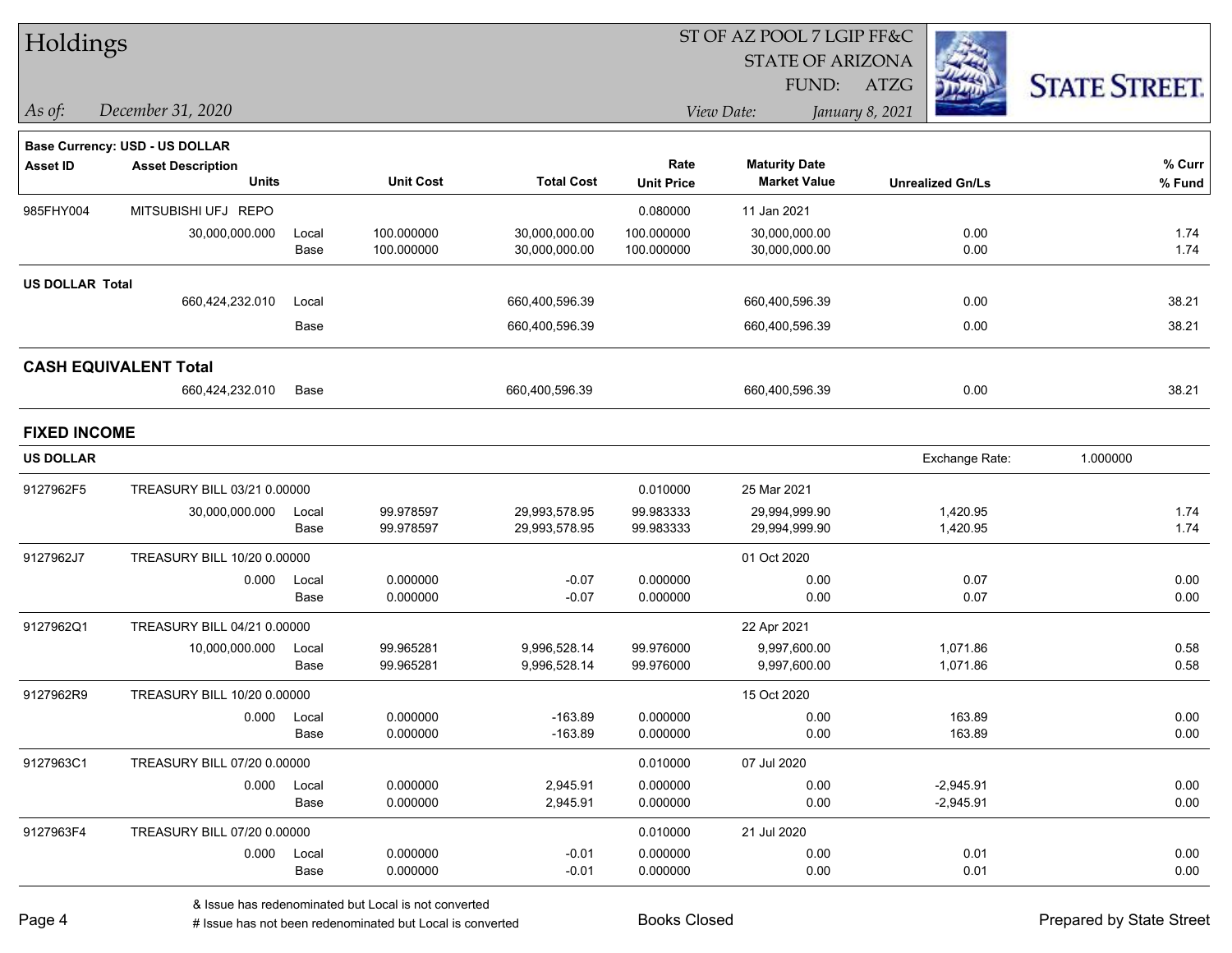# Holdings

ST OF AZ POOL 7 LGIP FF&C
STATE OF ARIZONA
FUND: ATZG

*As of:* *December 31, 2020*

*View Date:* *January 8, 2021*

**Base Currency: USD - US DOLLAR**

| Asset ID | Asset Description / Units | | Unit Cost | Total Cost | Rate / Unit Price | Maturity Date / Market Value | Unrealized Gn/Ls | % Curr / % Fund |
|---|---|---|---|---|---|---|---|---|
| 985FHY004 | MITSUBISHI UFJ REPO | | | | 0.080000 | 11 Jan 2021 | | |
| | 30,000,000.000 | Local | 100.000000 | 30,000,000.00 | 100.000000 | 30,000,000.00 | 0.00 | 1.74 |
| | | Base | 100.000000 | 30,000,000.00 | 100.000000 | 30,000,000.00 | 0.00 | 1.74 |
| **US DOLLAR Total** | | | | | | | | |
| | 660,424,232.010 | Local | | 660,400,596.39 | | 660,400,596.39 | 0.00 | 38.21 |
| | | Base | | 660,400,596.39 | | 660,400,596.39 | 0.00 | 38.21 |
| **CASH EQUIVALENT Total** | | | | | | | | |
| | 660,424,232.010 | Base | | 660,400,596.39 | | 660,400,596.39 | 0.00 | 38.21 |

## FIXED INCOME

**US DOLLAR** — Exchange Rate: 1.000000

| Asset ID | Asset Description / Units | | Unit Cost | Total Cost | Rate / Unit Price | Maturity Date / Market Value | Unrealized Gn/Ls | % Curr / % Fund |
|---|---|---|---|---|---|---|---|---|
| 9127962F5 | TREASURY BILL 03/21 0.00000 | | | | 0.010000 | 25 Mar 2021 | | |
| | 30,000,000.000 | Local | 99.978597 | 29,993,578.95 | 99.983333 | 29,994,999.90 | 1,420.95 | 1.74 |
| | | Base | 99.978597 | 29,993,578.95 | 99.983333 | 29,994,999.90 | 1,420.95 | 1.74 |
| 9127962J7 | TREASURY BILL 10/20 0.00000 | | | | | 01 Oct 2020 | | |
| | 0.000 | Local | 0.000000 | -0.07 | 0.000000 | 0.00 | 0.07 | 0.00 |
| | | Base | 0.000000 | -0.07 | 0.000000 | 0.00 | 0.07 | 0.00 |
| 9127962Q1 | TREASURY BILL 04/21 0.00000 | | | | | 22 Apr 2021 | | |
| | 10,000,000.000 | Local | 99.965281 | 9,996,528.14 | 99.976000 | 9,997,600.00 | 1,071.86 | 0.58 |
| | | Base | 99.965281 | 9,996,528.14 | 99.976000 | 9,997,600.00 | 1,071.86 | 0.58 |
| 9127962R9 | TREASURY BILL 10/20 0.00000 | | | | | 15 Oct 2020 | | |
| | 0.000 | Local | 0.000000 | -163.89 | 0.000000 | 0.00 | 163.89 | 0.00 |
| | | Base | 0.000000 | -163.89 | 0.000000 | 0.00 | 163.89 | 0.00 |
| 9127963C1 | TREASURY BILL 07/20 0.00000 | | | | 0.010000 | 07 Jul 2020 | | |
| | 0.000 | Local | 0.000000 | 2,945.91 | 0.000000 | 0.00 | -2,945.91 | 0.00 |
| | | Base | 0.000000 | 2,945.91 | 0.000000 | 0.00 | -2,945.91 | 0.00 |
| 9127963F4 | TREASURY BILL 07/20 0.00000 | | | | 0.010000 | 21 Jul 2020 | | |
| | 0.000 | Local | 0.000000 | -0.01 | 0.000000 | 0.00 | 0.01 | 0.00 |
| | | Base | 0.000000 | -0.01 | 0.000000 | 0.00 | 0.01 | 0.00 |

& Issue has redenominated but Local is not converted
# Issue has not been redenominated but Local is converted

Books Closed

Prepared by State Street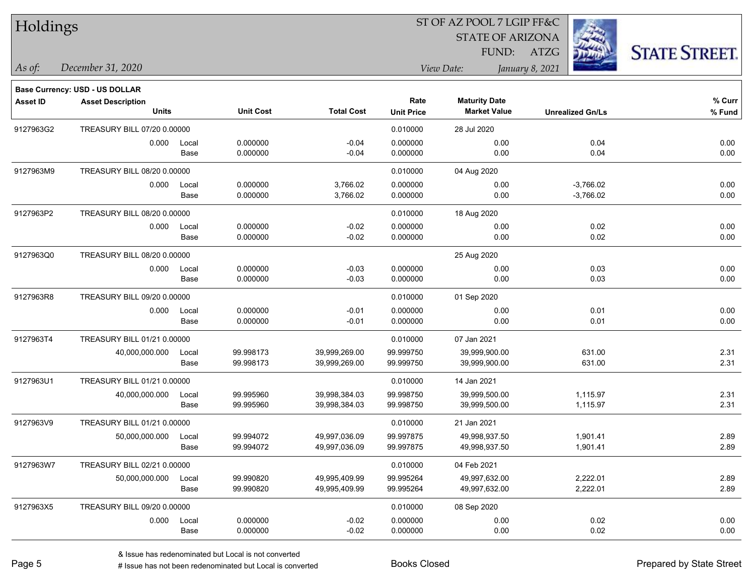# Holdings

ST OF AZ POOL 7 LGIP FF&C
STATE OF ARIZONA
FUND: ATZG

*As of:* *December 31, 2020*

*View Date:* *January 8, 2021*

**Base Currency: USD - US DOLLAR**

| Asset ID | Asset Description / Units | | Unit Cost | Total Cost | Rate / Unit Price | Maturity Date / Market Value | Unrealized Gn/Ls | % Curr / % Fund |
|---|---|---|---|---|---|---|---|---|
| 9127963G2 | TREASURY BILL 07/20 0.00000 | | | | 0.010000 | 28 Jul 2020 | | |
| | 0.000 | Local | 0.000000 | -0.04 | 0.000000 | 0.00 | 0.04 | 0.00 |
| | | Base | 0.000000 | -0.04 | 0.000000 | 0.00 | 0.04 | 0.00 |
| 9127963M9 | TREASURY BILL 08/20 0.00000 | | | | 0.010000 | 04 Aug 2020 | | |
| | 0.000 | Local | 0.000000 | 3,766.02 | 0.000000 | 0.00 | -3,766.02 | 0.00 |
| | | Base | 0.000000 | 3,766.02 | 0.000000 | 0.00 | -3,766.02 | 0.00 |
| 9127963P2 | TREASURY BILL 08/20 0.00000 | | | | 0.010000 | 18 Aug 2020 | | |
| | 0.000 | Local | 0.000000 | -0.02 | 0.000000 | 0.00 | 0.02 | 0.00 |
| | | Base | 0.000000 | -0.02 | 0.000000 | 0.00 | 0.02 | 0.00 |
| 9127963Q0 | TREASURY BILL 08/20 0.00000 | | | | | 25 Aug 2020 | | |
| | 0.000 | Local | 0.000000 | -0.03 | 0.000000 | 0.00 | 0.03 | 0.00 |
| | | Base | 0.000000 | -0.03 | 0.000000 | 0.00 | 0.03 | 0.00 |
| 9127963R8 | TREASURY BILL 09/20 0.00000 | | | | 0.010000 | 01 Sep 2020 | | |
| | 0.000 | Local | 0.000000 | -0.01 | 0.000000 | 0.00 | 0.01 | 0.00 |
| | | Base | 0.000000 | -0.01 | 0.000000 | 0.00 | 0.01 | 0.00 |
| 9127963T4 | TREASURY BILL 01/21 0.00000 | | | | 0.010000 | 07 Jan 2021 | | |
| | 40,000,000.000 | Local | 99.998173 | 39,999,269.00 | 99.999750 | 39,999,900.00 | 631.00 | 2.31 |
| | | Base | 99.998173 | 39,999,269.00 | 99.999750 | 39,999,900.00 | 631.00 | 2.31 |
| 9127963U1 | TREASURY BILL 01/21 0.00000 | | | | 0.010000 | 14 Jan 2021 | | |
| | 40,000,000.000 | Local | 99.995960 | 39,998,384.03 | 99.998750 | 39,999,500.00 | 1,115.97 | 2.31 |
| | | Base | 99.995960 | 39,998,384.03 | 99.998750 | 39,999,500.00 | 1,115.97 | 2.31 |
| 9127963V9 | TREASURY BILL 01/21 0.00000 | | | | 0.010000 | 21 Jan 2021 | | |
| | 50,000,000.000 | Local | 99.994072 | 49,997,036.09 | 99.997875 | 49,998,937.50 | 1,901.41 | 2.89 |
| | | Base | 99.994072 | 49,997,036.09 | 99.997875 | 49,998,937.50 | 1,901.41 | 2.89 |
| 9127963W7 | TREASURY BILL 02/21 0.00000 | | | | 0.010000 | 04 Feb 2021 | | |
| | 50,000,000.000 | Local | 99.990820 | 49,995,409.99 | 99.995264 | 49,997,632.00 | 2,222.01 | 2.89 |
| | | Base | 99.990820 | 49,995,409.99 | 99.995264 | 49,997,632.00 | 2,222.01 | 2.89 |
| 9127963X5 | TREASURY BILL 09/20 0.00000 | | | | 0.010000 | 08 Sep 2020 | | |
| | 0.000 | Local | 0.000000 | -0.02 | 0.000000 | 0.00 | 0.02 | 0.00 |
| | | Base | 0.000000 | -0.02 | 0.000000 | 0.00 | 0.02 | 0.00 |

& Issue has redenominated but Local is not converted
# Issue has not been redenominated but Local is converted

Books Closed

Prepared by State Street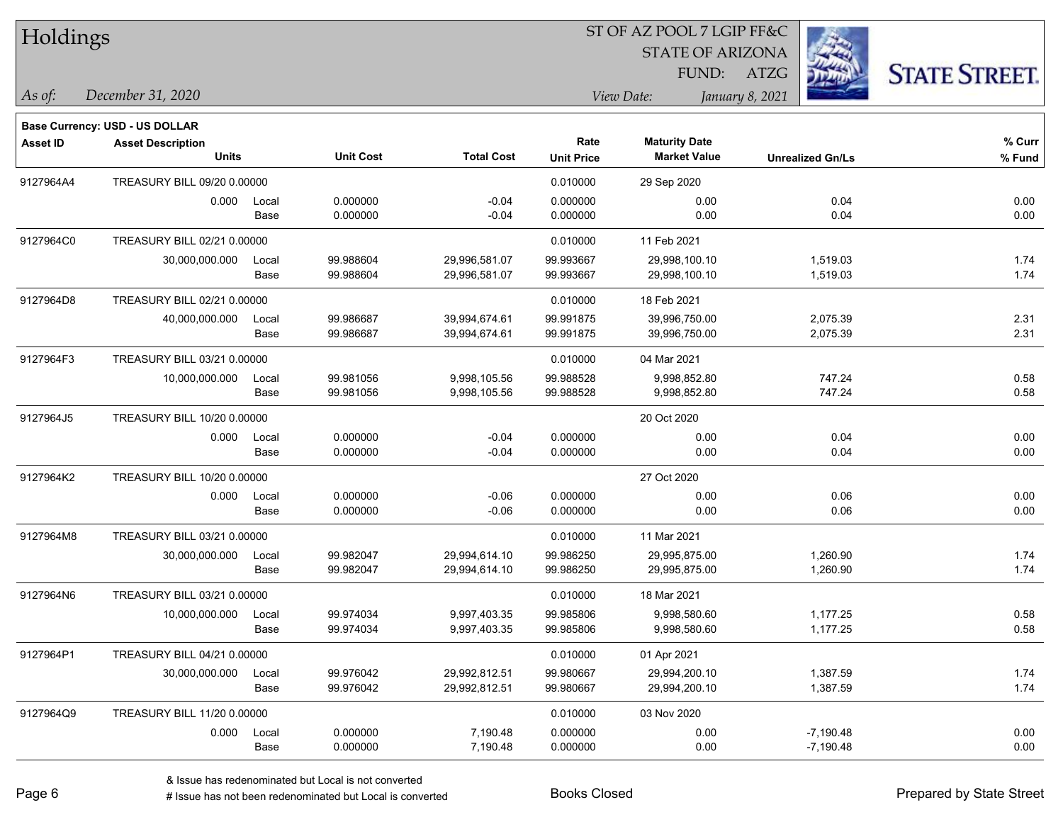# Holdings

ST OF AZ POOL 7 LGIP FF&C
STATE OF ARIZONA
FUND: ATZG

*As of:* *December 31, 2020*
*View Date:* *January 8, 2021*

**Base Currency: USD - US DOLLAR**

| Asset ID | Asset Description Units | | Unit Cost | Total Cost | Rate Unit Price | Maturity Date Market Value | Unrealized Gn/Ls | % Curr % Fund |
|---|---|---|---|---|---|---|---|---|
| 9127964A4 | TREASURY BILL 09/20 0.00000 | | | | 0.010000 | 29 Sep 2020 | | |
| | 0.000 | Local | 0.000000 | -0.04 | 0.000000 | 0.00 | 0.04 | 0.00 |
| | | Base | 0.000000 | -0.04 | 0.000000 | 0.00 | 0.04 | 0.00 |
| 9127964C0 | TREASURY BILL 02/21 0.00000 | | | | 0.010000 | 11 Feb 2021 | | |
| | 30,000,000.000 | Local | 99.988604 | 29,996,581.07 | 99.993667 | 29,998,100.10 | 1,519.03 | 1.74 |
| | | Base | 99.988604 | 29,996,581.07 | 99.993667 | 29,998,100.10 | 1,519.03 | 1.74 |
| 9127964D8 | TREASURY BILL 02/21 0.00000 | | | | 0.010000 | 18 Feb 2021 | | |
| | 40,000,000.000 | Local | 99.986687 | 39,994,674.61 | 99.991875 | 39,996,750.00 | 2,075.39 | 2.31 |
| | | Base | 99.986687 | 39,994,674.61 | 99.991875 | 39,996,750.00 | 2,075.39 | 2.31 |
| 9127964F3 | TREASURY BILL 03/21 0.00000 | | | | 0.010000 | 04 Mar 2021 | | |
| | 10,000,000.000 | Local | 99.981056 | 9,998,105.56 | 99.988528 | 9,998,852.80 | 747.24 | 0.58 |
| | | Base | 99.981056 | 9,998,105.56 | 99.988528 | 9,998,852.80 | 747.24 | 0.58 |
| 9127964J5 | TREASURY BILL 10/20 0.00000 | | | | | 20 Oct 2020 | | |
| | 0.000 | Local | 0.000000 | -0.04 | 0.000000 | 0.00 | 0.04 | 0.00 |
| | | Base | 0.000000 | -0.04 | 0.000000 | 0.00 | 0.04 | 0.00 |
| 9127964K2 | TREASURY BILL 10/20 0.00000 | | | | | 27 Oct 2020 | | |
| | 0.000 | Local | 0.000000 | -0.06 | 0.000000 | 0.00 | 0.06 | 0.00 |
| | | Base | 0.000000 | -0.06 | 0.000000 | 0.00 | 0.06 | 0.00 |
| 9127964M8 | TREASURY BILL 03/21 0.00000 | | | | 0.010000 | 11 Mar 2021 | | |
| | 30,000,000.000 | Local | 99.982047 | 29,994,614.10 | 99.986250 | 29,995,875.00 | 1,260.90 | 1.74 |
| | | Base | 99.982047 | 29,994,614.10 | 99.986250 | 29,995,875.00 | 1,260.90 | 1.74 |
| 9127964N6 | TREASURY BILL 03/21 0.00000 | | | | 0.010000 | 18 Mar 2021 | | |
| | 10,000,000.000 | Local | 99.974034 | 9,997,403.35 | 99.985806 | 9,998,580.60 | 1,177.25 | 0.58 |
| | | Base | 99.974034 | 9,997,403.35 | 99.985806 | 9,998,580.60 | 1,177.25 | 0.58 |
| 9127964P1 | TREASURY BILL 04/21 0.00000 | | | | 0.010000 | 01 Apr 2021 | | |
| | 30,000,000.000 | Local | 99.976042 | 29,992,812.51 | 99.980667 | 29,994,200.10 | 1,387.59 | 1.74 |
| | | Base | 99.976042 | 29,992,812.51 | 99.980667 | 29,994,200.10 | 1,387.59 | 1.74 |
| 9127964Q9 | TREASURY BILL 11/20 0.00000 | | | | 0.010000 | 03 Nov 2020 | | |
| | 0.000 | Local | 0.000000 | 7,190.48 | 0.000000 | 0.00 | -7,190.48 | 0.00 |
| | | Base | 0.000000 | 7,190.48 | 0.000000 | 0.00 | -7,190.48 | 0.00 |

& Issue has redenominated but Local is not converted
# Issue has not been redenominated but Local is converted

Books Closed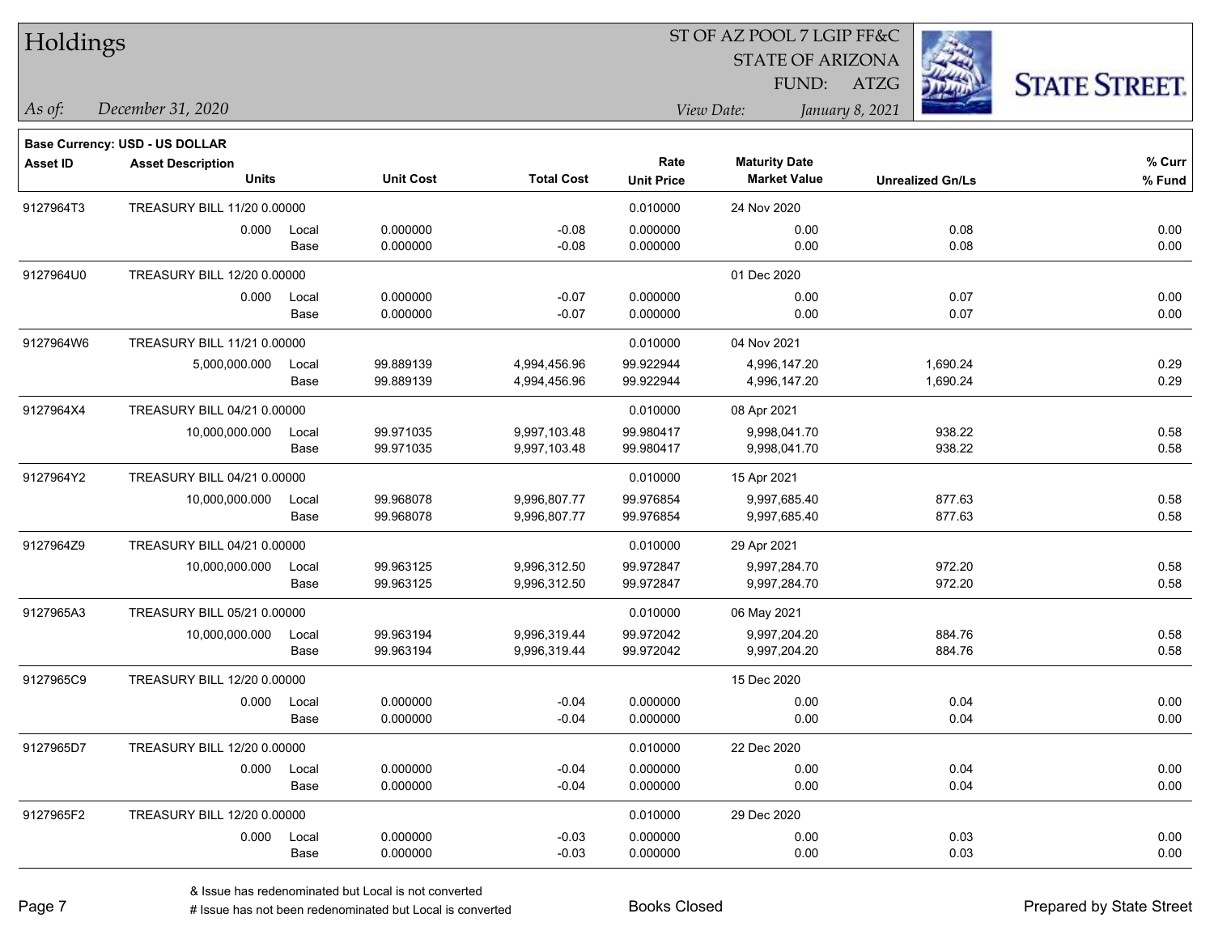# Holdings

ST OF AZ POOL 7 LGIP FF&C
STATE OF ARIZONA
FUND: ATZG

*As of:* *December 31, 2020*
*View Date:* *January 8, 2021*

**Base Currency: USD - US DOLLAR**

| Asset ID | Asset Description / Units | | Unit Cost | Total Cost | Rate / Unit Price | Maturity Date / Market Value | Unrealized Gn/Ls | % Curr / % Fund |
|---|---|---|---|---|---|---|---|---|
| 9127964T3 | TREASURY BILL 11/20 0.00000 | | | | 0.010000 | 24 Nov 2020 | | |
| | 0.000 | Local | 0.000000 | -0.08 | 0.000000 | 0.00 | 0.08 | 0.00 |
| | | Base | 0.000000 | -0.08 | 0.000000 | 0.00 | 0.08 | 0.00 |
| 9127964U0 | TREASURY BILL 12/20 0.00000 | | | | | 01 Dec 2020 | | |
| | 0.000 | Local | 0.000000 | -0.07 | 0.000000 | 0.00 | 0.07 | 0.00 |
| | | Base | 0.000000 | -0.07 | 0.000000 | 0.00 | 0.07 | 0.00 |
| 9127964W6 | TREASURY BILL 11/21 0.00000 | | | | 0.010000 | 04 Nov 2021 | | |
| | 5,000,000.000 | Local | 99.889139 | 4,994,456.96 | 99.922944 | 4,996,147.20 | 1,690.24 | 0.29 |
| | | Base | 99.889139 | 4,994,456.96 | 99.922944 | 4,996,147.20 | 1,690.24 | 0.29 |
| 9127964X4 | TREASURY BILL 04/21 0.00000 | | | | 0.010000 | 08 Apr 2021 | | |
| | 10,000,000.000 | Local | 99.971035 | 9,997,103.48 | 99.980417 | 9,998,041.70 | 938.22 | 0.58 |
| | | Base | 99.971035 | 9,997,103.48 | 99.980417 | 9,998,041.70 | 938.22 | 0.58 |
| 9127964Y2 | TREASURY BILL 04/21 0.00000 | | | | 0.010000 | 15 Apr 2021 | | |
| | 10,000,000.000 | Local | 99.968078 | 9,996,807.77 | 99.976854 | 9,997,685.40 | 877.63 | 0.58 |
| | | Base | 99.968078 | 9,996,807.77 | 99.976854 | 9,997,685.40 | 877.63 | 0.58 |
| 9127964Z9 | TREASURY BILL 04/21 0.00000 | | | | 0.010000 | 29 Apr 2021 | | |
| | 10,000,000.000 | Local | 99.963125 | 9,996,312.50 | 99.972847 | 9,997,284.70 | 972.20 | 0.58 |
| | | Base | 99.963125 | 9,996,312.50 | 99.972847 | 9,997,284.70 | 972.20 | 0.58 |
| 9127965A3 | TREASURY BILL 05/21 0.00000 | | | | 0.010000 | 06 May 2021 | | |
| | 10,000,000.000 | Local | 99.963194 | 9,996,319.44 | 99.972042 | 9,997,204.20 | 884.76 | 0.58 |
| | | Base | 99.963194 | 9,996,319.44 | 99.972042 | 9,997,204.20 | 884.76 | 0.58 |
| 9127965C9 | TREASURY BILL 12/20 0.00000 | | | | | 15 Dec 2020 | | |
| | 0.000 | Local | 0.000000 | -0.04 | 0.000000 | 0.00 | 0.04 | 0.00 |
| | | Base | 0.000000 | -0.04 | 0.000000 | 0.00 | 0.04 | 0.00 |
| 9127965D7 | TREASURY BILL 12/20 0.00000 | | | | 0.010000 | 22 Dec 2020 | | |
| | 0.000 | Local | 0.000000 | -0.04 | 0.000000 | 0.00 | 0.04 | 0.00 |
| | | Base | 0.000000 | -0.04 | 0.000000 | 0.00 | 0.04 | 0.00 |
| 9127965F2 | TREASURY BILL 12/20 0.00000 | | | | 0.010000 | 29 Dec 2020 | | |
| | 0.000 | Local | 0.000000 | -0.03 | 0.000000 | 0.00 | 0.03 | 0.00 |
| | | Base | 0.000000 | -0.03 | 0.000000 | 0.00 | 0.03 | 0.00 |

& Issue has redenominated but Local is not converted
# Issue has not been redenominated but Local is converted

Books Closed

Prepared by State Street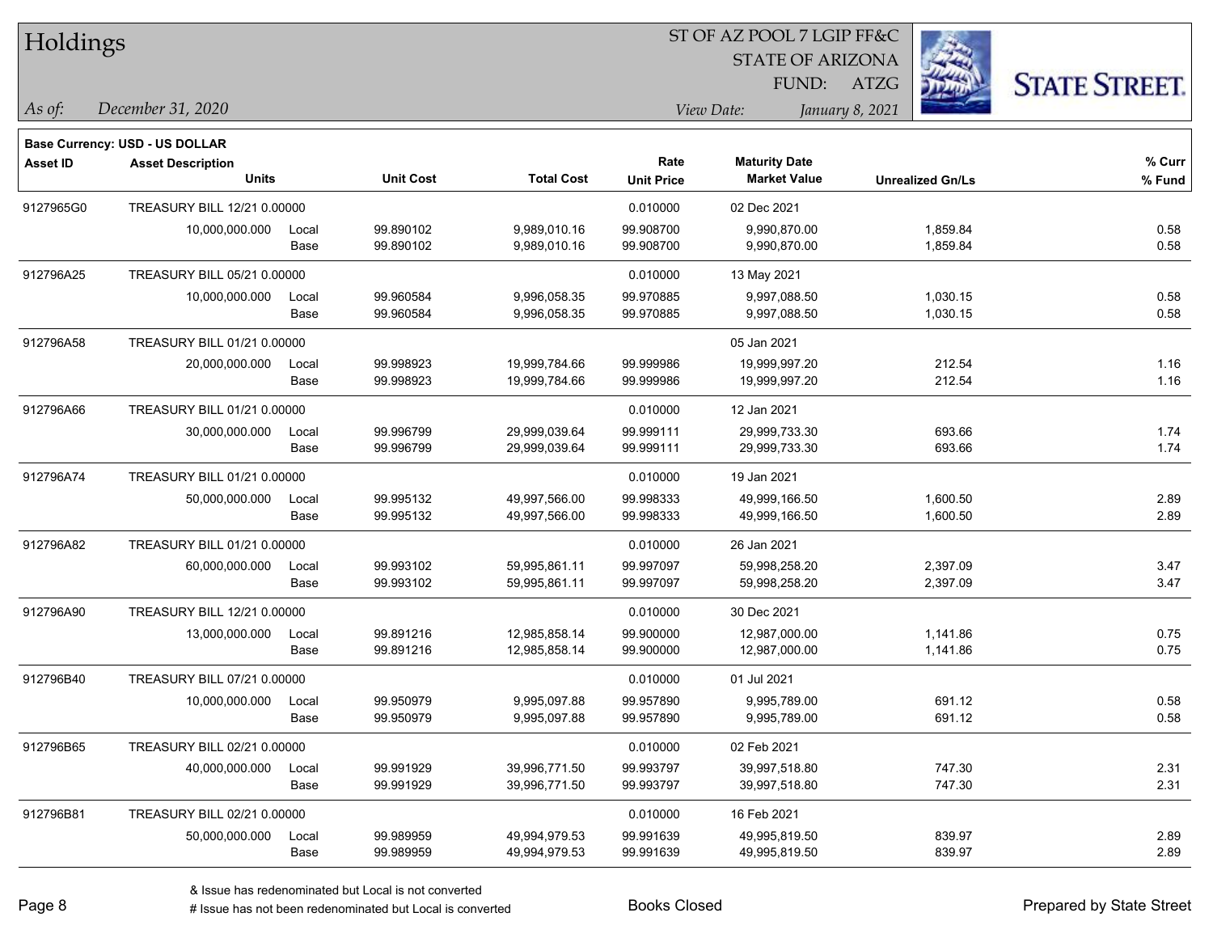# Holdings

ST OF AZ POOL 7 LGIP FF&C
STATE OF ARIZONA
FUND: ATZG

*As of:* *December 31, 2020*

*View Date:* *January 8, 2021*

**Base Currency: USD - US DOLLAR**

| Asset ID | Asset Description / Units | | Unit Cost | Total Cost | Rate / Unit Price | Maturity Date / Market Value | Unrealized Gn/Ls | % Curr / % Fund |
|---|---|---|---|---|---|---|---|---|
| 9127965G0 | TREASURY BILL 12/21 0.00000 | | | | 0.010000 | 02 Dec 2021 | | |
| | 10,000,000.000 | Local | 99.890102 | 9,989,010.16 | 99.908700 | 9,990,870.00 | 1,859.84 | 0.58 |
| | | Base | 99.890102 | 9,989,010.16 | 99.908700 | 9,990,870.00 | 1,859.84 | 0.58 |
| 912796A25 | TREASURY BILL 05/21 0.00000 | | | | 0.010000 | 13 May 2021 | | |
| | 10,000,000.000 | Local | 99.960584 | 9,996,058.35 | 99.970885 | 9,997,088.50 | 1,030.15 | 0.58 |
| | | Base | 99.960584 | 9,996,058.35 | 99.970885 | 9,997,088.50 | 1,030.15 | 0.58 |
| 912796A58 | TREASURY BILL 01/21 0.00000 | | | | | 05 Jan 2021 | | |
| | 20,000,000.000 | Local | 99.998923 | 19,999,784.66 | 99.999986 | 19,999,997.20 | 212.54 | 1.16 |
| | | Base | 99.998923 | 19,999,784.66 | 99.999986 | 19,999,997.20 | 212.54 | 1.16 |
| 912796A66 | TREASURY BILL 01/21 0.00000 | | | | 0.010000 | 12 Jan 2021 | | |
| | 30,000,000.000 | Local | 99.996799 | 29,999,039.64 | 99.999111 | 29,999,733.30 | 693.66 | 1.74 |
| | | Base | 99.996799 | 29,999,039.64 | 99.999111 | 29,999,733.30 | 693.66 | 1.74 |
| 912796A74 | TREASURY BILL 01/21 0.00000 | | | | 0.010000 | 19 Jan 2021 | | |
| | 50,000,000.000 | Local | 99.995132 | 49,997,566.00 | 99.998333 | 49,999,166.50 | 1,600.50 | 2.89 |
| | | Base | 99.995132 | 49,997,566.00 | 99.998333 | 49,999,166.50 | 1,600.50 | 2.89 |
| 912796A82 | TREASURY BILL 01/21 0.00000 | | | | 0.010000 | 26 Jan 2021 | | |
| | 60,000,000.000 | Local | 99.993102 | 59,995,861.11 | 99.997097 | 59,998,258.20 | 2,397.09 | 3.47 |
| | | Base | 99.993102 | 59,995,861.11 | 99.997097 | 59,998,258.20 | 2,397.09 | 3.47 |
| 912796A90 | TREASURY BILL 12/21 0.00000 | | | | 0.010000 | 30 Dec 2021 | | |
| | 13,000,000.000 | Local | 99.891216 | 12,985,858.14 | 99.900000 | 12,987,000.00 | 1,141.86 | 0.75 |
| | | Base | 99.891216 | 12,985,858.14 | 99.900000 | 12,987,000.00 | 1,141.86 | 0.75 |
| 912796B40 | TREASURY BILL 07/21 0.00000 | | | | 0.010000 | 01 Jul 2021 | | |
| | 10,000,000.000 | Local | 99.950979 | 9,995,097.88 | 99.957890 | 9,995,789.00 | 691.12 | 0.58 |
| | | Base | 99.950979 | 9,995,097.88 | 99.957890 | 9,995,789.00 | 691.12 | 0.58 |
| 912796B65 | TREASURY BILL 02/21 0.00000 | | | | 0.010000 | 02 Feb 2021 | | |
| | 40,000,000.000 | Local | 99.991929 | 39,996,771.50 | 99.993797 | 39,997,518.80 | 747.30 | 2.31 |
| | | Base | 99.991929 | 39,996,771.50 | 99.993797 | 39,997,518.80 | 747.30 | 2.31 |
| 912796B81 | TREASURY BILL 02/21 0.00000 | | | | 0.010000 | 16 Feb 2021 | | |
| | 50,000,000.000 | Local | 99.989959 | 49,994,979.53 | 99.991639 | 49,995,819.50 | 839.97 | 2.89 |
| | | Base | 99.989959 | 49,994,979.53 | 99.991639 | 49,995,819.50 | 839.97 | 2.89 |

& Issue has redenominated but Local is not converted
# Issue has not been redenominated but Local is converted

Books Closed

Prepared by State Street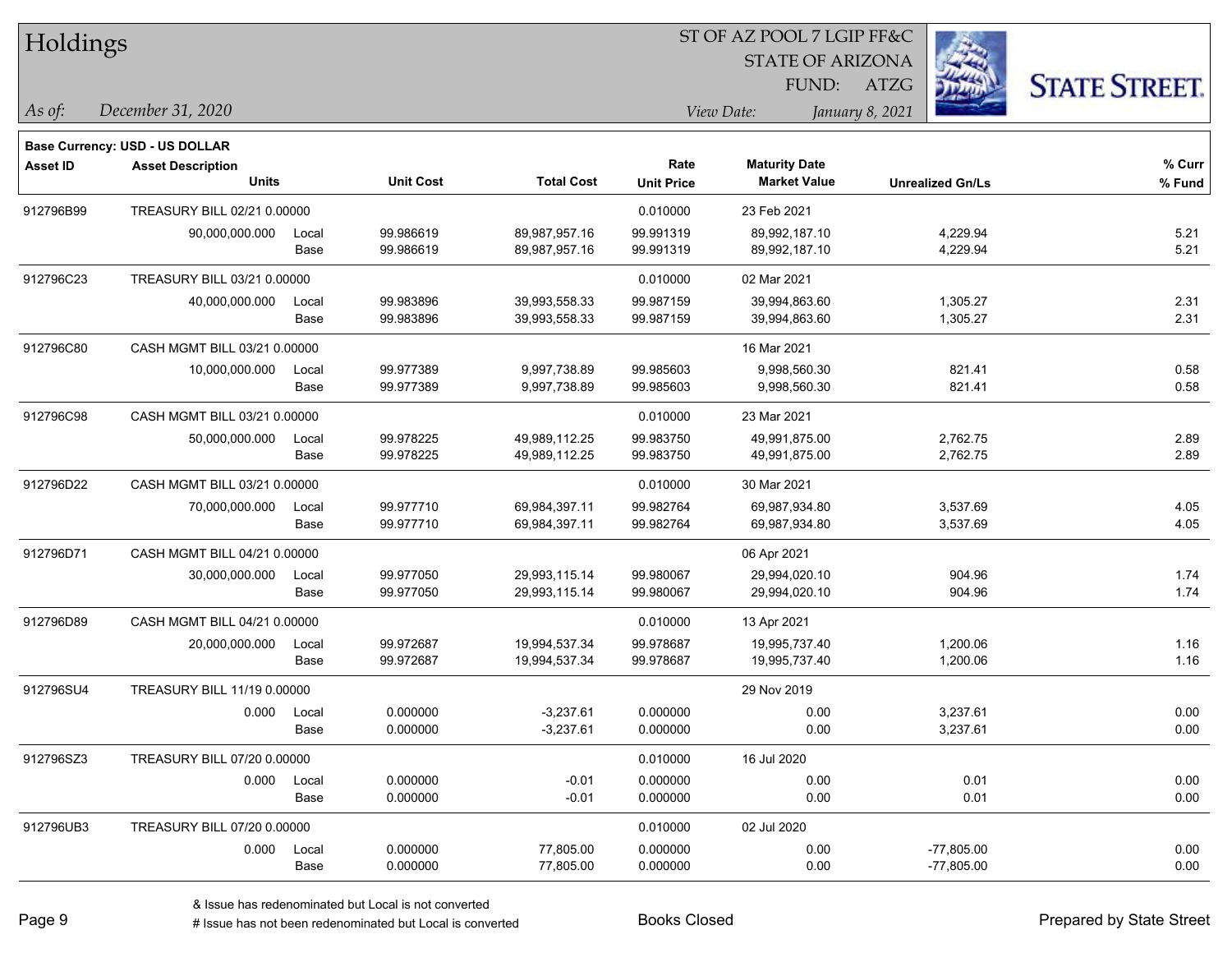# Holdings

ST OF AZ POOL 7 LGIP FF&C
STATE OF ARIZONA
FUND: ATZG

*As of:* *December 31, 2020*
*View Date:* *January 8, 2021*

**Base Currency: USD - US DOLLAR**

| Asset ID | Asset Description / Units | | Unit Cost | Total Cost | Rate / Unit Price | Maturity Date / Market Value | Unrealized Gn/Ls | % Curr / % Fund |
|---|---|---|---|---|---|---|---|---|
| 912796B99 | TREASURY BILL 02/21 0.00000 | | | | 0.010000 | 23 Feb 2021 | | |
| | 90,000,000.000 | Local | 99.986619 | 89,987,957.16 | 99.991319 | 89,992,187.10 | 4,229.94 | 5.21 |
| | | Base | 99.986619 | 89,987,957.16 | 99.991319 | 89,992,187.10 | 4,229.94 | 5.21 |
| 912796C23 | TREASURY BILL 03/21 0.00000 | | | | 0.010000 | 02 Mar 2021 | | |
| | 40,000,000.000 | Local | 99.983896 | 39,993,558.33 | 99.987159 | 39,994,863.60 | 1,305.27 | 2.31 |
| | | Base | 99.983896 | 39,993,558.33 | 99.987159 | 39,994,863.60 | 1,305.27 | 2.31 |
| 912796C80 | CASH MGMT BILL 03/21 0.00000 | | | | | 16 Mar 2021 | | |
| | 10,000,000.000 | Local | 99.977389 | 9,997,738.89 | 99.985603 | 9,998,560.30 | 821.41 | 0.58 |
| | | Base | 99.977389 | 9,997,738.89 | 99.985603 | 9,998,560.30 | 821.41 | 0.58 |
| 912796C98 | CASH MGMT BILL 03/21 0.00000 | | | | 0.010000 | 23 Mar 2021 | | |
| | 50,000,000.000 | Local | 99.978225 | 49,989,112.25 | 99.983750 | 49,991,875.00 | 2,762.75 | 2.89 |
| | | Base | 99.978225 | 49,989,112.25 | 99.983750 | 49,991,875.00 | 2,762.75 | 2.89 |
| 912796D22 | CASH MGMT BILL 03/21 0.00000 | | | | 0.010000 | 30 Mar 2021 | | |
| | 70,000,000.000 | Local | 99.977710 | 69,984,397.11 | 99.982764 | 69,987,934.80 | 3,537.69 | 4.05 |
| | | Base | 99.977710 | 69,984,397.11 | 99.982764 | 69,987,934.80 | 3,537.69 | 4.05 |
| 912796D71 | CASH MGMT BILL 04/21 0.00000 | | | | | 06 Apr 2021 | | |
| | 30,000,000.000 | Local | 99.977050 | 29,993,115.14 | 99.980067 | 29,994,020.10 | 904.96 | 1.74 |
| | | Base | 99.977050 | 29,993,115.14 | 99.980067 | 29,994,020.10 | 904.96 | 1.74 |
| 912796D89 | CASH MGMT BILL 04/21 0.00000 | | | | 0.010000 | 13 Apr 2021 | | |
| | 20,000,000.000 | Local | 99.972687 | 19,994,537.34 | 99.978687 | 19,995,737.40 | 1,200.06 | 1.16 |
| | | Base | 99.972687 | 19,994,537.34 | 99.978687 | 19,995,737.40 | 1,200.06 | 1.16 |
| 912796SU4 | TREASURY BILL 11/19 0.00000 | | | | | 29 Nov 2019 | | |
| | 0.000 | Local | 0.000000 | -3,237.61 | 0.000000 | 0.00 | 3,237.61 | 0.00 |
| | | Base | 0.000000 | -3,237.61 | 0.000000 | 0.00 | 3,237.61 | 0.00 |
| 912796SZ3 | TREASURY BILL 07/20 0.00000 | | | | 0.010000 | 16 Jul 2020 | | |
| | 0.000 | Local | 0.000000 | -0.01 | 0.000000 | 0.00 | 0.01 | 0.00 |
| | | Base | 0.000000 | -0.01 | 0.000000 | 0.00 | 0.01 | 0.00 |
| 912796UB3 | TREASURY BILL 07/20 0.00000 | | | | 0.010000 | 02 Jul 2020 | | |
| | 0.000 | Local | 0.000000 | 77,805.00 | 0.000000 | 0.00 | -77,805.00 | 0.00 |
| | | Base | 0.000000 | 77,805.00 | 0.000000 | 0.00 | -77,805.00 | 0.00 |

& Issue has redenominated but Local is not converted
# Issue has not been redenominated but Local is converted

Books Closed

Prepared by State Street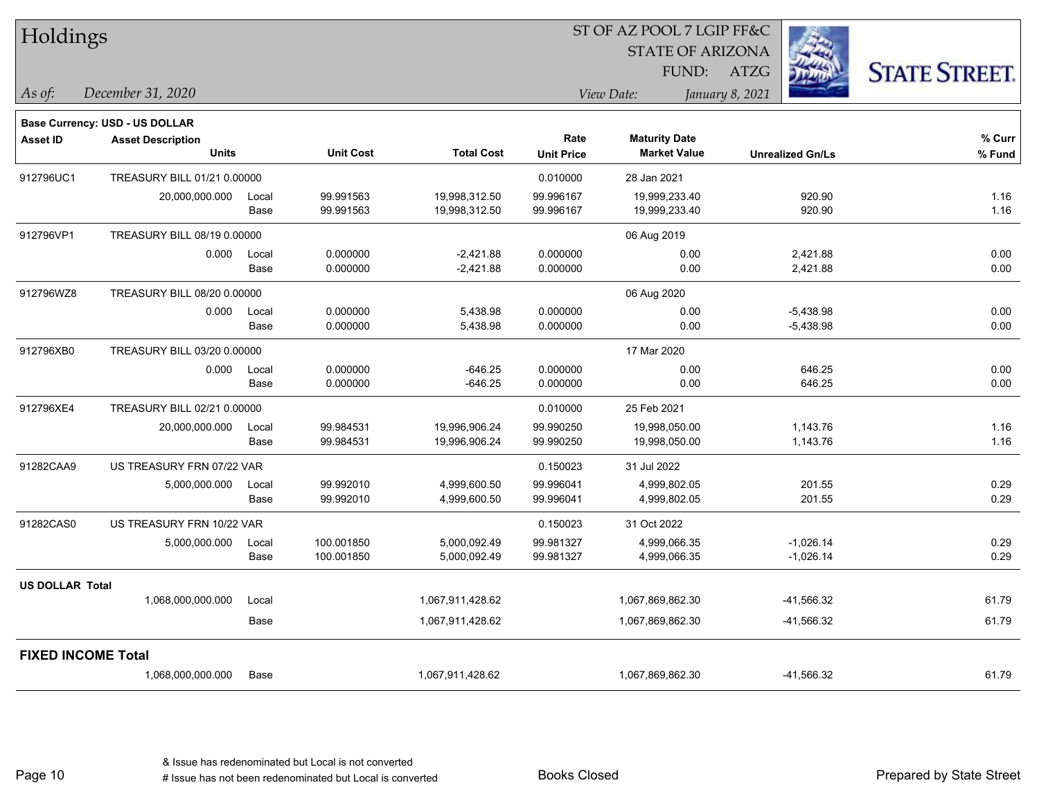# Holdings

ST OF AZ POOL 7 LGIP FF&C
STATE OF ARIZONA
FUND: ATZG

*As of:* *December 31, 2020*
*View Date:* *January 8, 2021*

**Base Currency: USD - US DOLLAR**

| Asset ID | Asset Description / Units | | Unit Cost | Total Cost | Rate / Unit Price | Maturity Date / Market Value | Unrealized Gn/Ls | % Curr / % Fund |
|---|---|---|---|---|---|---|---|---|
| 912796UC1 | TREASURY BILL 01/21 0.00000 | | | | 0.010000 | 28 Jan 2021 | | |
| | 20,000,000.000 | Local | 99.991563 | 19,998,312.50 | 99.996167 | 19,999,233.40 | 920.90 | 1.16 |
| | | Base | 99.991563 | 19,998,312.50 | 99.996167 | 19,999,233.40 | 920.90 | 1.16 |
| 912796VP1 | TREASURY BILL 08/19 0.00000 | | | | | 06 Aug 2019 | | |
| | 0.000 | Local | 0.000000 | -2,421.88 | 0.000000 | 0.00 | 2,421.88 | 0.00 |
| | | Base | 0.000000 | -2,421.88 | 0.000000 | 0.00 | 2,421.88 | 0.00 |
| 912796WZ8 | TREASURY BILL 08/20 0.00000 | | | | | 06 Aug 2020 | | |
| | 0.000 | Local | 0.000000 | 5,438.98 | 0.000000 | 0.00 | -5,438.98 | 0.00 |
| | | Base | 0.000000 | 5,438.98 | 0.000000 | 0.00 | -5,438.98 | 0.00 |
| 912796XB0 | TREASURY BILL 03/20 0.00000 | | | | | 17 Mar 2020 | | |
| | 0.000 | Local | 0.000000 | -646.25 | 0.000000 | 0.00 | 646.25 | 0.00 |
| | | Base | 0.000000 | -646.25 | 0.000000 | 0.00 | 646.25 | 0.00 |
| 912796XE4 | TREASURY BILL 02/21 0.00000 | | | | 0.010000 | 25 Feb 2021 | | |
| | 20,000,000.000 | Local | 99.984531 | 19,996,906.24 | 99.990250 | 19,998,050.00 | 1,143.76 | 1.16 |
| | | Base | 99.984531 | 19,996,906.24 | 99.990250 | 19,998,050.00 | 1,143.76 | 1.16 |
| 91282CAA9 | US TREASURY FRN 07/22 VAR | | | | 0.150023 | 31 Jul 2022 | | |
| | 5,000,000.000 | Local | 99.992010 | 4,999,600.50 | 99.996041 | 4,999,802.05 | 201.55 | 0.29 |
| | | Base | 99.992010 | 4,999,600.50 | 99.996041 | 4,999,802.05 | 201.55 | 0.29 |
| 91282CAS0 | US TREASURY FRN 10/22 VAR | | | | 0.150023 | 31 Oct 2022 | | |
| | 5,000,000.000 | Local | 100.001850 | 5,000,092.49 | 99.981327 | 4,999,066.35 | -1,026.14 | 0.29 |
| | | Base | 100.001850 | 5,000,092.49 | 99.981327 | 4,999,066.35 | -1,026.14 | 0.29 |
| **US DOLLAR Total** | | | | | | | | |
| | 1,068,000,000.000 | Local | | 1,067,911,428.62 | | 1,067,869,862.30 | -41,566.32 | 61.79 |
| | | Base | | 1,067,911,428.62 | | 1,067,869,862.30 | -41,566.32 | 61.79 |
| **FIXED INCOME Total** | | | | | | | | |
| | 1,068,000,000.000 | Base | | 1,067,911,428.62 | | 1,067,869,862.30 | -41,566.32 | 61.79 |

& Issue has redenominated but Local is not converted
# Issue has not been redenominated but Local is converted

Books Closed

Prepared by State Street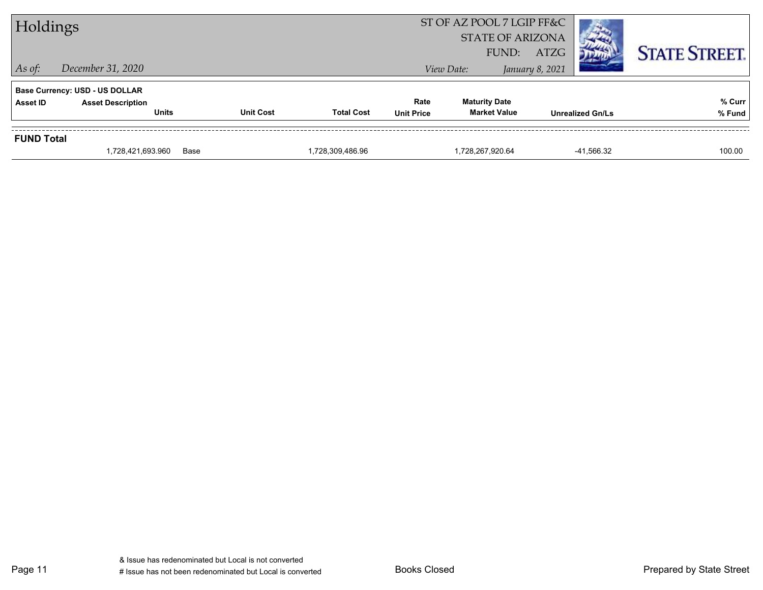# Holdings

*As of:* *December 31, 2020*

ST OF AZ POOL 7 LGIP FF&C
STATE OF ARIZONA
FUND: ATZG

*View Date:* *January 8, 2021*

**Base Currency: USD - US DOLLAR**

| Asset ID | Asset Description / Units | | Unit Cost | Total Cost | Rate / Unit Price | Maturity Date / Market Value | Unrealized Gn/Ls | % Curr / % Fund |
|---|---|---|---|---|---|---|---|---|
| **FUND Total** | | | | | | | | |
| | 1,728,421,693.960 | Base | | 1,728,309,486.96 | | 1,728,267,920.64 | -41,566.32 | 100.00 |

& Issue has redenominated but Local is not converted
# Issue has not been redenominated but Local is converted

Books Closed

Prepared by State Street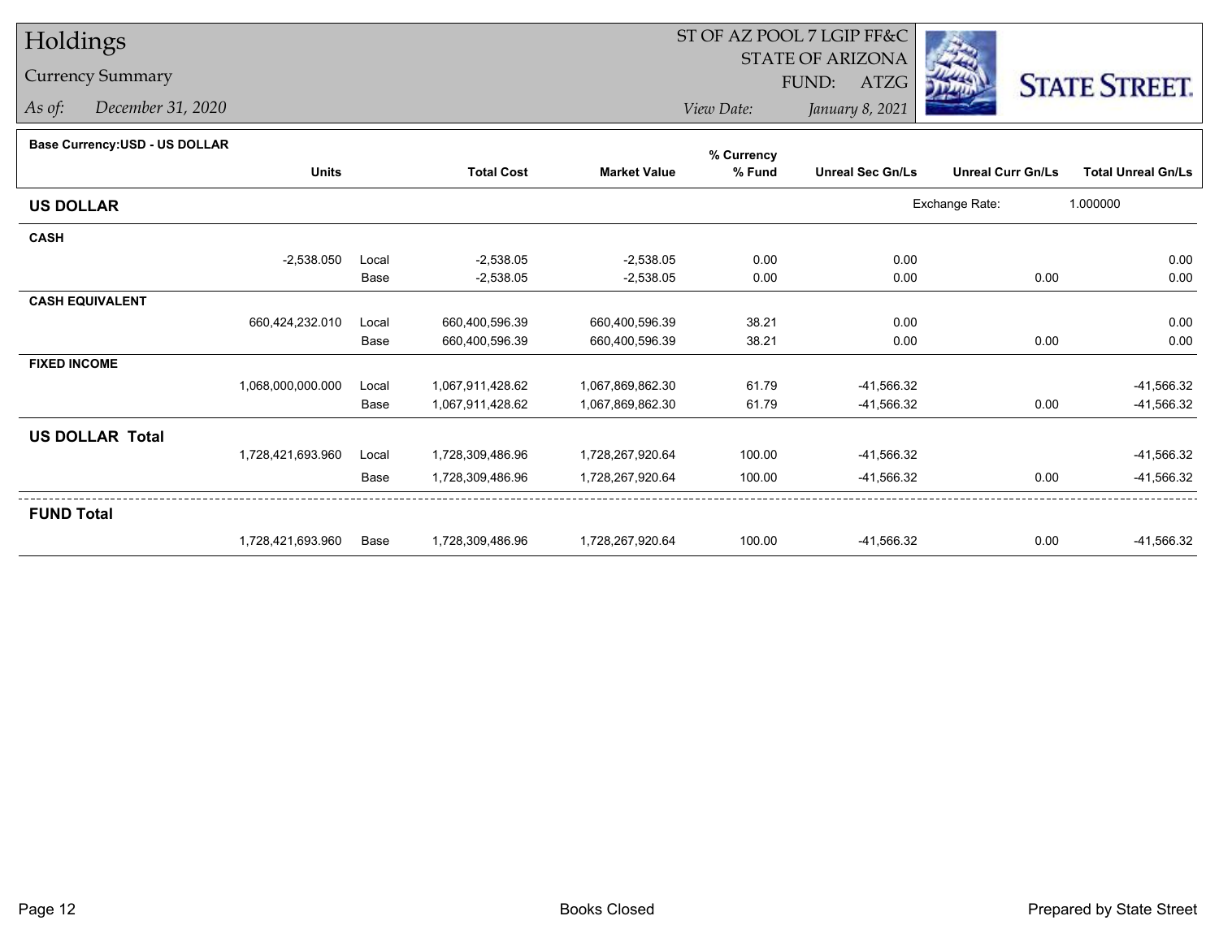# Holdings

## Currency Summary

*As of:* December 31, 2020

ST OF AZ POOL 7 LGIP FF&C
STATE OF ARIZONA
FUND: ATZG
*View Date:* January 8, 2021

STATE STREET.

**Base Currency:USD - US DOLLAR**

| | Units | | Total Cost | Market Value | % Currency % Fund | Unreal Sec Gn/Ls | Unreal Curr Gn/Ls | Total Unreal Gn/Ls |
|---|---|---|---|---|---|---|---|---|
| **US DOLLAR** | | | | | | | Exchange Rate: | 1.000000 |
| **CASH** | | | | | | | | |
| | -2,538.050 | Local | -2,538.05 | -2,538.05 | 0.00 | 0.00 | | 0.00 |
| | | Base | -2,538.05 | -2,538.05 | 0.00 | 0.00 | 0.00 | 0.00 |
| **CASH EQUIVALENT** | | | | | | | | |
| | 660,424,232.010 | Local | 660,400,596.39 | 660,400,596.39 | 38.21 | 0.00 | | 0.00 |
| | | Base | 660,400,596.39 | 660,400,596.39 | 38.21 | 0.00 | 0.00 | 0.00 |
| **FIXED INCOME** | | | | | | | | |
| | 1,068,000,000.000 | Local | 1,067,911,428.62 | 1,067,869,862.30 | 61.79 | -41,566.32 | | -41,566.32 |
| | | Base | 1,067,911,428.62 | 1,067,869,862.30 | 61.79 | -41,566.32 | 0.00 | -41,566.32 |
| **US DOLLAR Total** | | | | | | | | |
| | 1,728,421,693.960 | Local | 1,728,309,486.96 | 1,728,267,920.64 | 100.00 | -41,566.32 | | -41,566.32 |
| | | Base | 1,728,309,486.96 | 1,728,267,920.64 | 100.00 | -41,566.32 | 0.00 | -41,566.32 |
| **FUND Total** | | | | | | | | |
| | 1,728,421,693.960 | Base | 1,728,309,486.96 | 1,728,267,920.64 | 100.00 | -41,566.32 | 0.00 | -41,566.32 |

Books Closed

Prepared by State Street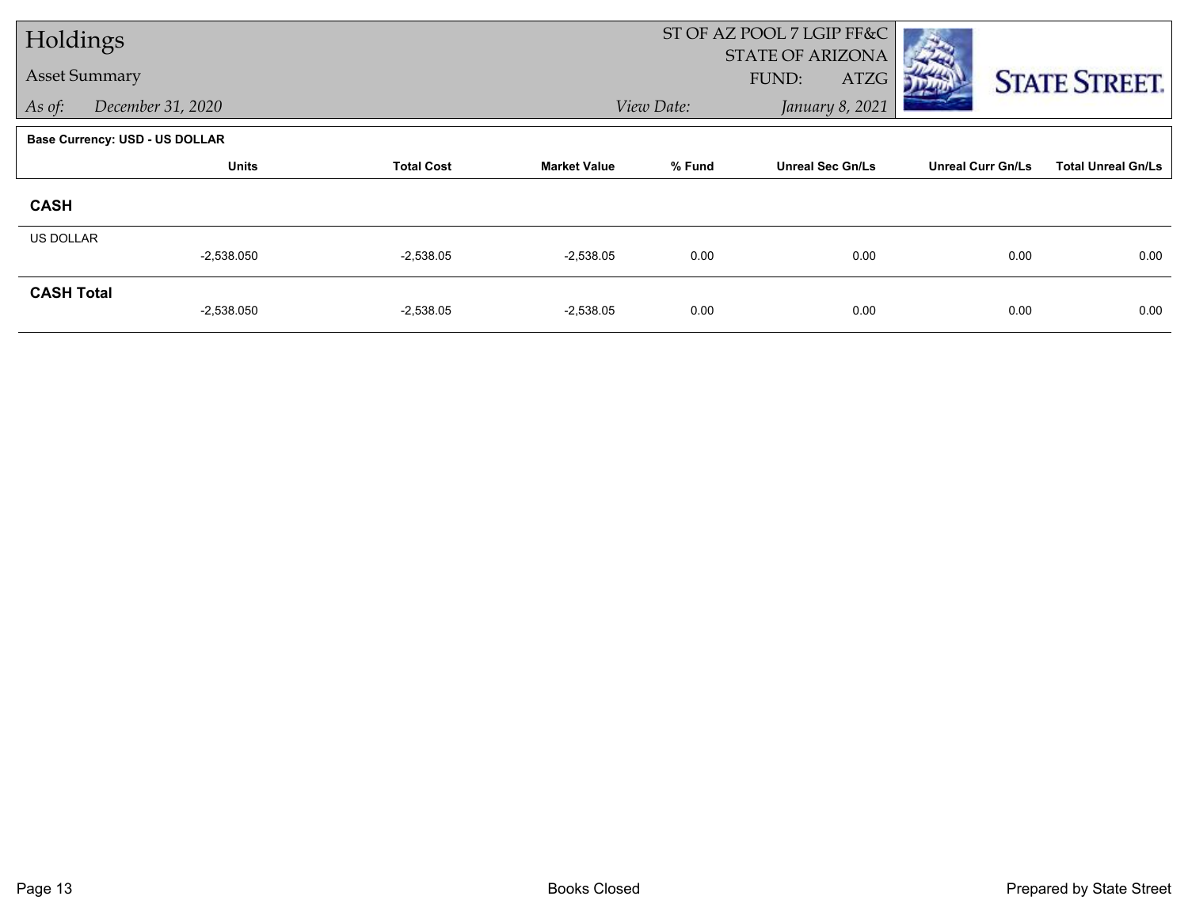# Holdings

## Asset Summary

*As of:* *December 31, 2020*

ST OF AZ POOL 7 LGIP FF&C
STATE OF ARIZONA
FUND: ATZG

*View Date:* *January 8, 2021*

**Base Currency: USD - US DOLLAR**

| | Units | Total Cost | Market Value | % Fund | Unreal Sec Gn/Ls | Unreal Curr Gn/Ls | Total Unreal Gn/Ls |
|---|---|---|---|---|---|---|---|
| **CASH** | | | | | | | |
| US DOLLAR | -2,538.050 | -2,538.05 | -2,538.05 | 0.00 | 0.00 | 0.00 | 0.00 |
| **CASH Total** | -2,538.050 | -2,538.05 | -2,538.05 | 0.00 | 0.00 | 0.00 | 0.00 |

Books Closed

Prepared by State Street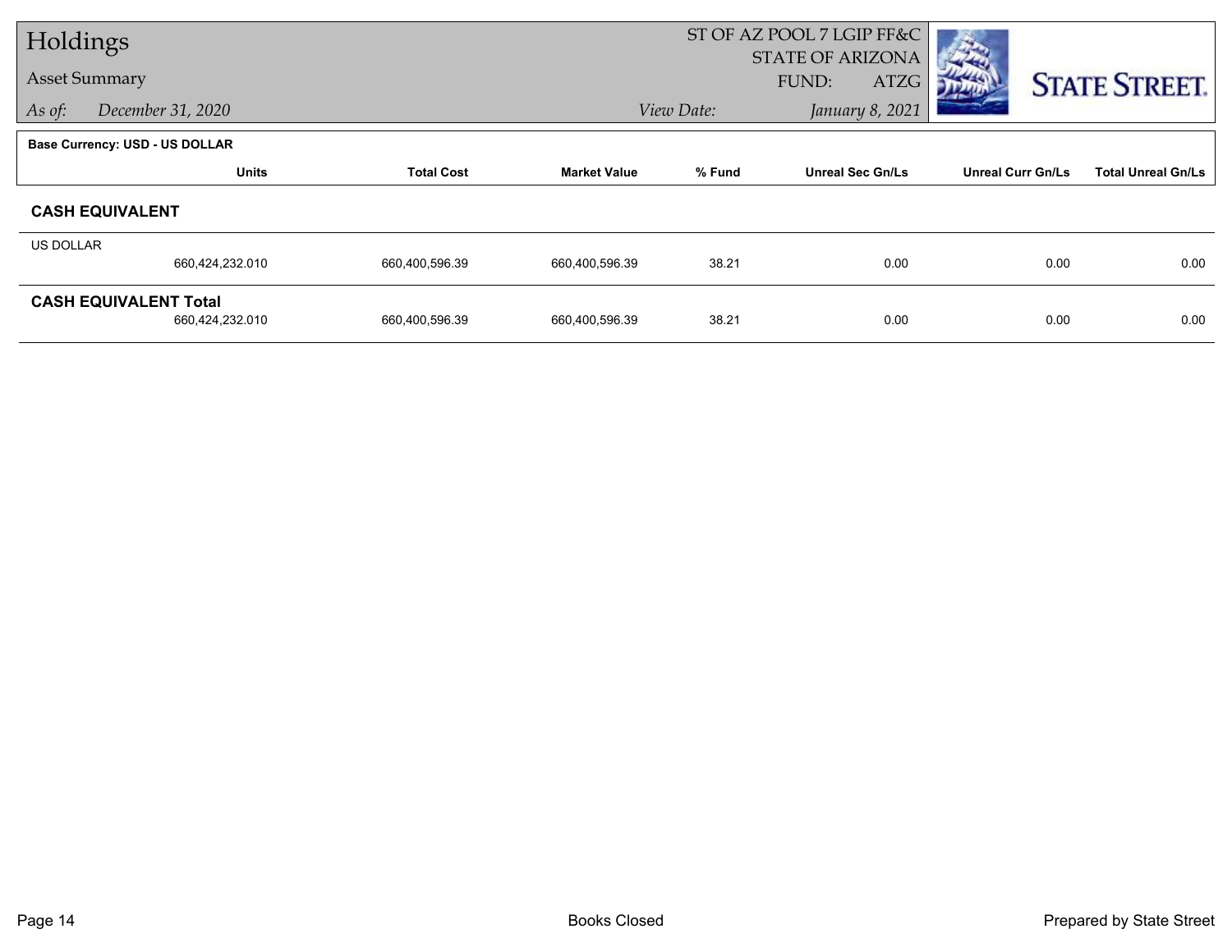# Holdings

## Asset Summary

*As of:* *December 31, 2020*

ST OF AZ POOL 7 LGIP FF&C
STATE OF ARIZONA
FUND: ATZG

*View Date:* *January 8, 2021*

STATE STREET.

**Base Currency: USD - US DOLLAR**

| | Units | Total Cost | Market Value | % Fund | Unreal Sec Gn/Ls | Unreal Curr Gn/Ls | Total Unreal Gn/Ls |
|---|---|---|---|---|---|---|---|
| **CASH EQUIVALENT** | | | | | | | |
| US DOLLAR | 660,424,232.010 | 660,400,596.39 | 660,400,596.39 | 38.21 | 0.00 | 0.00 | 0.00 |
| **CASH EQUIVALENT Total** | 660,424,232.010 | 660,400,596.39 | 660,400,596.39 | 38.21 | 0.00 | 0.00 | 0.00 |

Books Closed

Prepared by State Street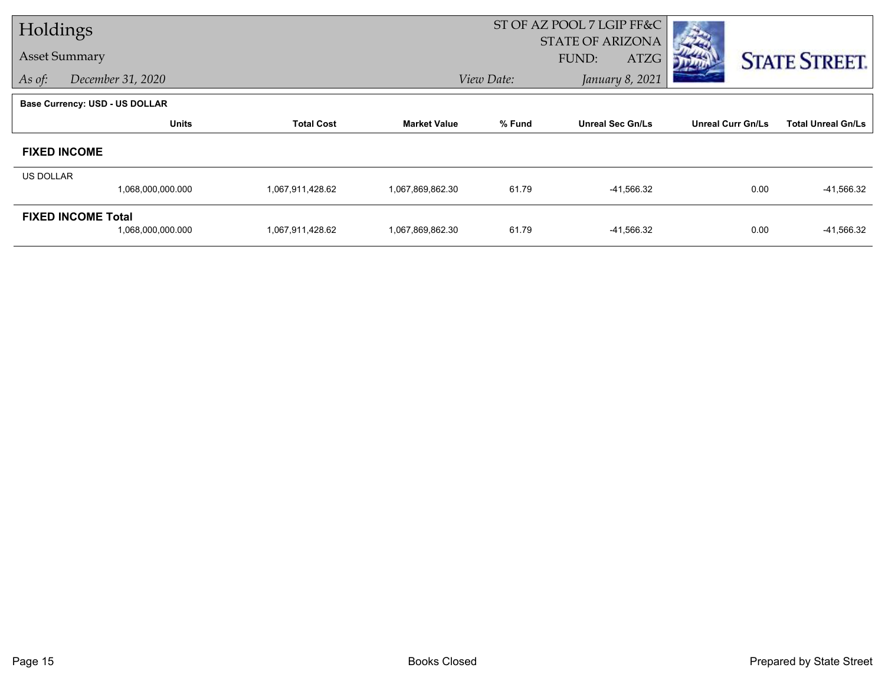# Holdings

## Asset Summary

*As of:* *December 31, 2020*

ST OF AZ POOL 7 LGIP FF&C
STATE OF ARIZONA
FUND: ATZG

*View Date:* *January 8, 2021*

STATE STREET.

**Base Currency: USD - US DOLLAR**

| | Units | Total Cost | Market Value | % Fund | Unreal Sec Gn/Ls | Unreal Curr Gn/Ls | Total Unreal Gn/Ls |
|---|---|---|---|---|---|---|---|
| **FIXED INCOME** | | | | | | | |
| US DOLLAR | 1,068,000,000.000 | 1,067,911,428.62 | 1,067,869,862.30 | 61.79 | -41,566.32 | 0.00 | -41,566.32 |
| **FIXED INCOME Total** | 1,068,000,000.000 | 1,067,911,428.62 | 1,067,869,862.30 | 61.79 | -41,566.32 | 0.00 | -41,566.32 |

Books Closed

Prepared by State Street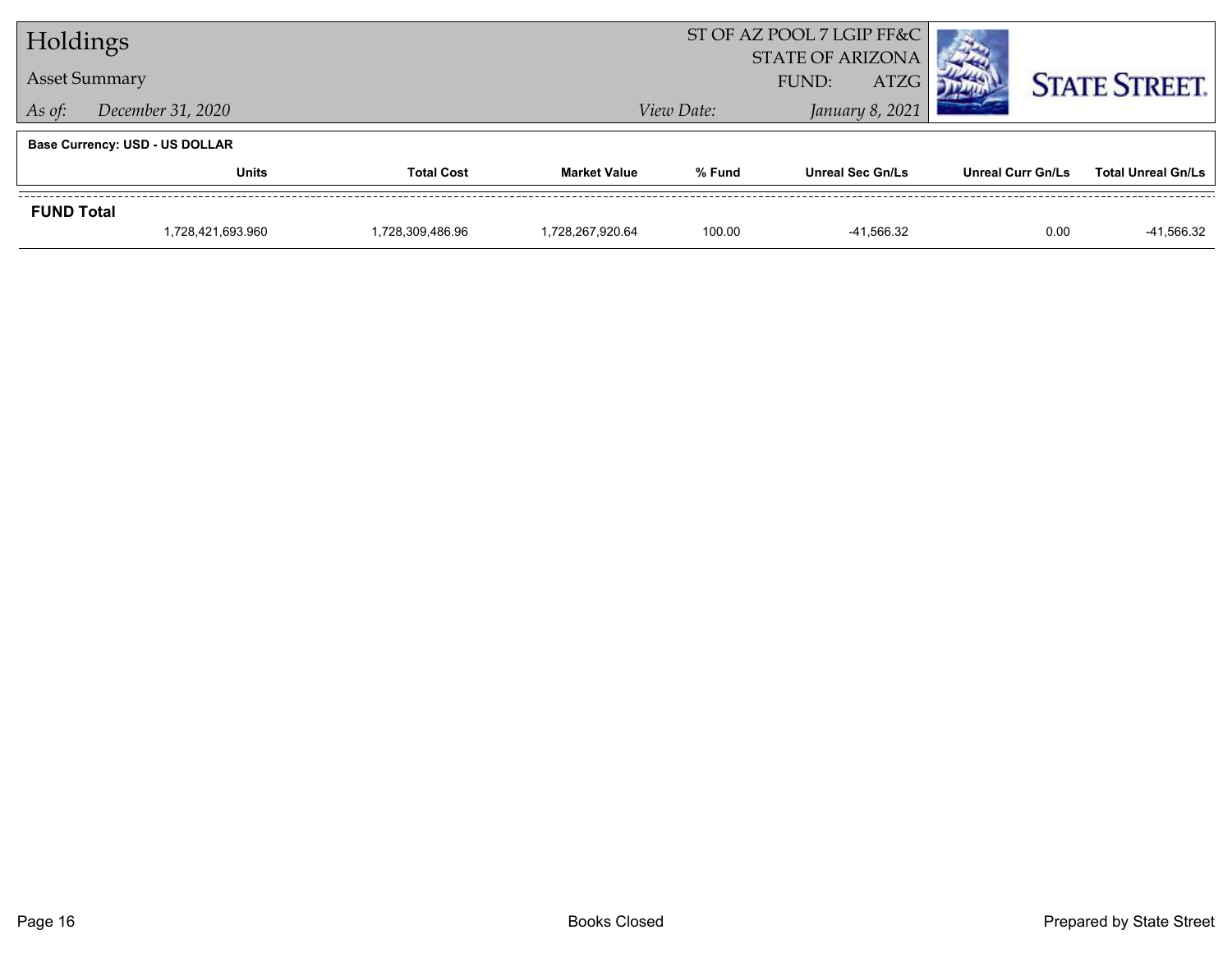# Holdings

## Asset Summary

*As of:* *December 31, 2020*

ST OF AZ POOL 7 LGIP FF&C
STATE OF ARIZONA
FUND: ATZG

*View Date:* *January 8, 2021*

STATE STREET.

**Base Currency: USD - US DOLLAR**

| | Units | Total Cost | Market Value | % Fund | Unreal Sec Gn/Ls | Unreal Curr Gn/Ls | Total Unreal Gn/Ls |
|---|---|---|---|---|---|---|---|
| **FUND Total** | 1,728,421,693.960 | 1,728,309,486.96 | 1,728,267,920.64 | 100.00 | -41,566.32 | 0.00 | -41,566.32 |

Books Closed

Prepared by State Street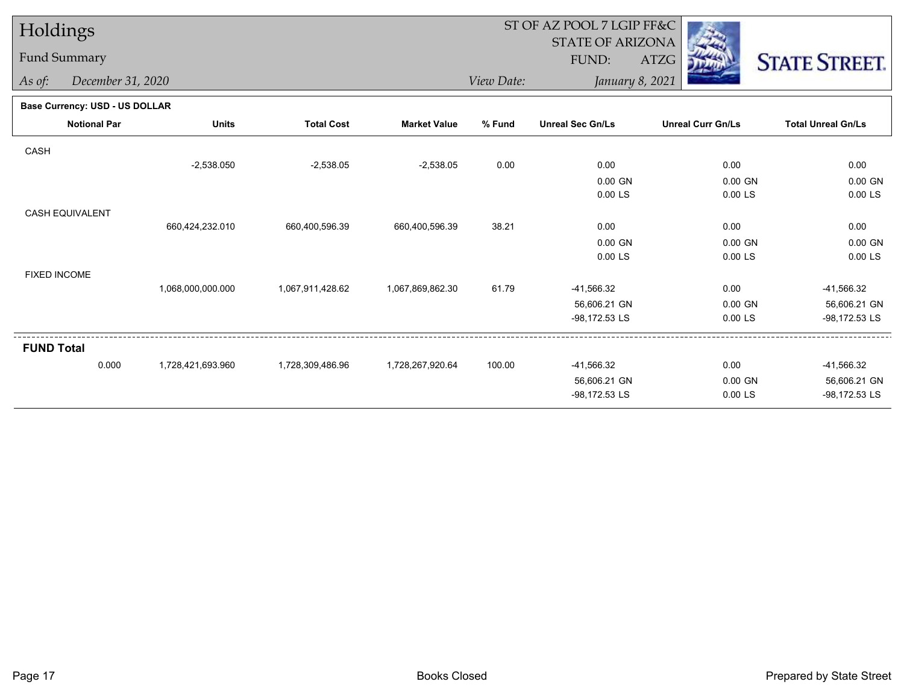# Holdings

Fund Summary

*As of:* *December 31, 2020*

ST OF AZ POOL 7 LGIP FF&C
STATE OF ARIZONA
FUND: ATZG

*View Date:* *January 8, 2021*

STATE STREET.

**Base Currency: USD - US DOLLAR**

| Notional Par | Units | Total Cost | Market Value | % Fund | Unreal Sec Gn/Ls | Unreal Curr Gn/Ls | Total Unreal Gn/Ls |
|---|---|---|---|---|---|---|---|
| CASH | | | | | | | |
| | -2,538.050 | -2,538.05 | -2,538.05 | 0.00 | 0.00 | 0.00 | 0.00 |
| | | | | | 0.00 GN | 0.00 GN | 0.00 GN |
| | | | | | 0.00 LS | 0.00 LS | 0.00 LS |
| CASH EQUIVALENT | | | | | | | |
| | 660,424,232.010 | 660,400,596.39 | 660,400,596.39 | 38.21 | 0.00 | 0.00 | 0.00 |
| | | | | | 0.00 GN | 0.00 GN | 0.00 GN |
| | | | | | 0.00 LS | 0.00 LS | 0.00 LS |
| FIXED INCOME | | | | | | | |
| | 1,068,000,000.000 | 1,067,911,428.62 | 1,067,869,862.30 | 61.79 | -41,566.32 | 0.00 | -41,566.32 |
| | | | | | 56,606.21 GN | 0.00 GN | 56,606.21 GN |
| | | | | | -98,172.53 LS | 0.00 LS | -98,172.53 LS |
| **FUND Total** | | | | | | | |
| 0.000 | 1,728,421,693.960 | 1,728,309,486.96 | 1,728,267,920.64 | 100.00 | -41,566.32 | 0.00 | -41,566.32 |
| | | | | | 56,606.21 GN | 0.00 GN | 56,606.21 GN |
| | | | | | -98,172.53 LS | 0.00 LS | -98,172.53 LS |

Books Closed

Prepared by State Street